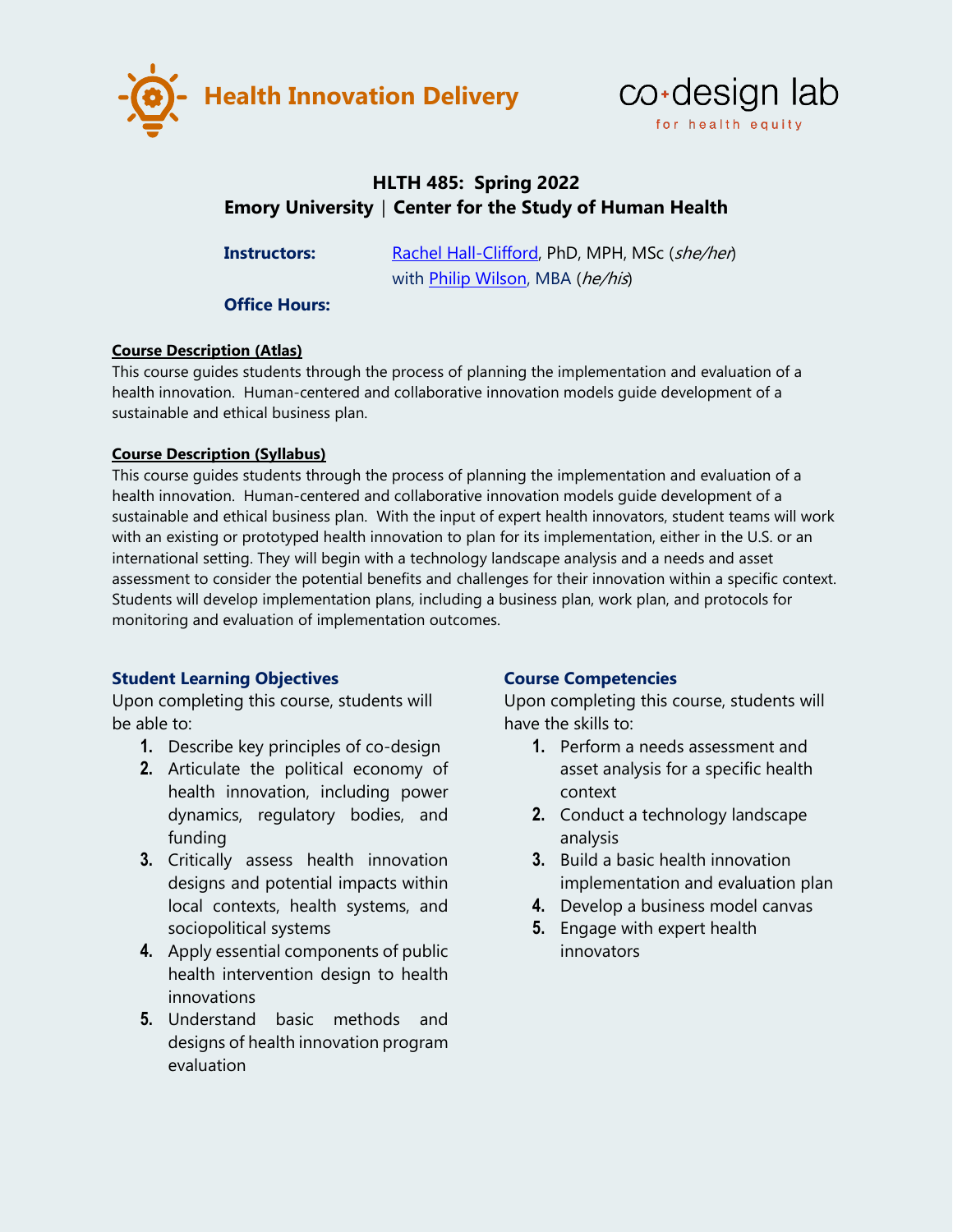**Health Innovation Delivery**

co+design lab
for health equity

# HLTH 485: Spring 2022
## Emory University | Center for the Study of Human Health

**Instructors:** Rachel Hall-Clifford, PhD, MPH, MSc (*she/her*)
with Philip Wilson, MBA (*he/his*)

**Office Hours:**

**Course Description (Atlas)**

This course guides students through the process of planning the implementation and evaluation of a health innovation. Human-centered and collaborative innovation models guide development of a sustainable and ethical business plan.

**Course Description (Syllabus)**

This course guides students through the process of planning the implementation and evaluation of a health innovation. Human-centered and collaborative innovation models guide development of a sustainable and ethical business plan. With the input of expert health innovators, student teams will work with an existing or prototyped health innovation to plan for its implementation, either in the U.S. or an international setting. They will begin with a technology landscape analysis and a needs and asset assessment to consider the potential benefits and challenges for their innovation within a specific context. Students will develop implementation plans, including a business plan, work plan, and protocols for monitoring and evaluation of implementation outcomes.

### Student Learning Objectives

Upon completing this course, students will be able to:

1. Describe key principles of co-design
2. Articulate the political economy of health innovation, including power dynamics, regulatory bodies, and funding
3. Critically assess health innovation designs and potential impacts within local contexts, health systems, and sociopolitical systems
4. Apply essential components of public health intervention design to health innovations
5. Understand basic methods and designs of health innovation program evaluation

### Course Competencies

Upon completing this course, students will have the skills to:

1. Perform a needs assessment and asset analysis for a specific health context
2. Conduct a technology landscape analysis
3. Build a basic health innovation implementation and evaluation plan
4. Develop a business model canvas
5. Engage with expert health innovators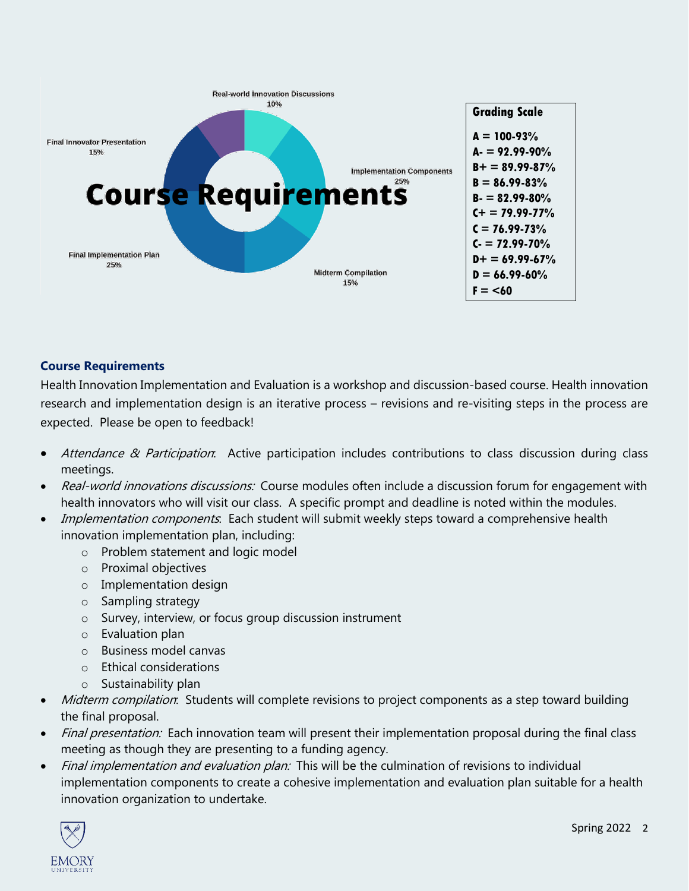# Course Requirements

Real-world Innovation Discussions 10%

Implementation Components 25%

Midterm Compilation 15%

Final Implementation Plan 25%

Final Innovator Presentation 15%

**Grading Scale**

**A = 100-93%**
**A- = 92.99-90%**
**B+ = 89.99-87%**
**B = 86.99-83%**
**B- = 82.99-80%**
**C+ = 79.99-77%**
**C = 76.99-73%**
**C- = 72.99-70%**
**D+ = 69.99-67%**
**D = 66.99-60%**
**F = <60**

## Course Requirements

Health Innovation Implementation and Evaluation is a workshop and discussion-based course. Health innovation research and implementation design is an iterative process – revisions and re-visiting steps in the process are expected. Please be open to feedback!

- *Attendance & Participation*: Active participation includes contributions to class discussion during class meetings.
- *Real-world innovations discussions:* Course modules often include a discussion forum for engagement with health innovators who will visit our class. A specific prompt and deadline is noted within the modules.
- *Implementation components*: Each student will submit weekly steps toward a comprehensive health innovation implementation plan, including:
  - Problem statement and logic model
  - Proximal objectives
  - Implementation design
  - Sampling strategy
  - Survey, interview, or focus group discussion instrument
  - Evaluation plan
  - Business model canvas
  - Ethical considerations
  - Sustainability plan
- *Midterm compilation*: Students will complete revisions to project components as a step toward building the final proposal.
- *Final presentation:* Each innovation team will present their implementation proposal during the final class meeting as though they are presenting to a funding agency.
- *Final implementation and evaluation plan:* This will be the culmination of revisions to individual implementation components to create a cohesive implementation and evaluation plan suitable for a health innovation organization to undertake.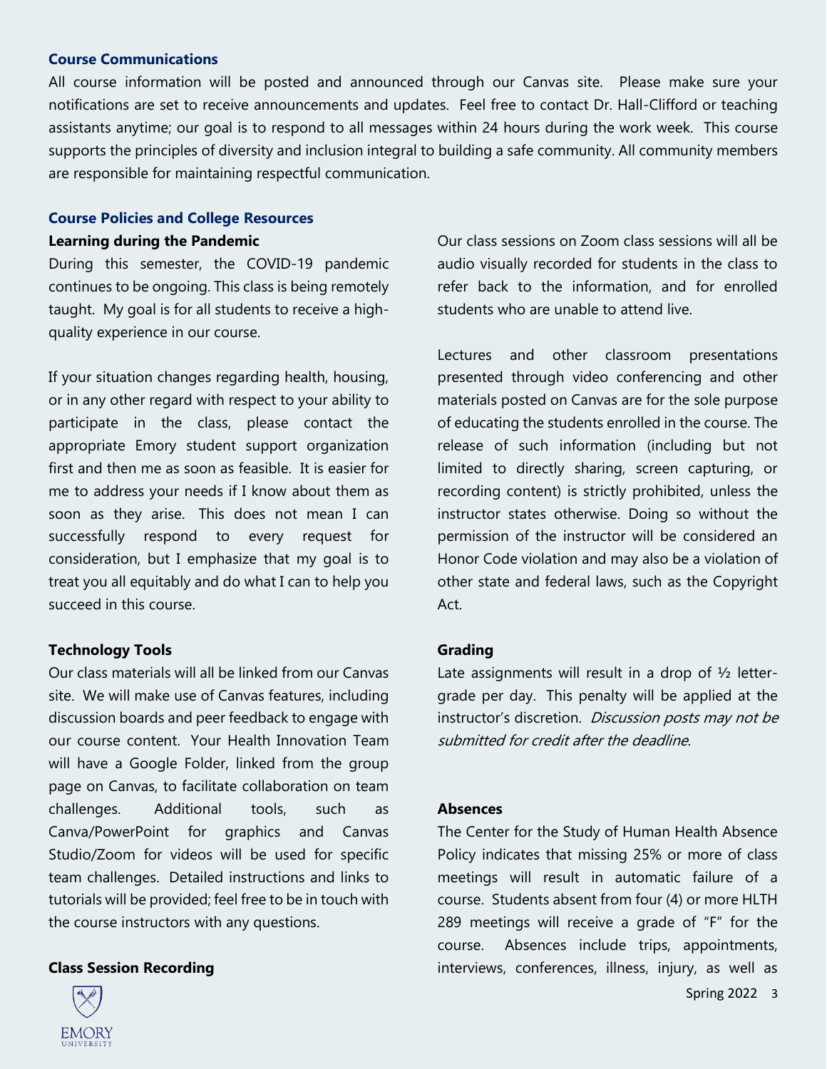### Course Communications

All course information will be posted and announced through our Canvas site. Please make sure your notifications are set to receive announcements and updates. Feel free to contact Dr. Hall-Clifford or teaching assistants anytime; our goal is to respond to all messages within 24 hours during the work week. This course supports the principles of diversity and inclusion integral to building a safe community. All community members are responsible for maintaining respectful communication.

### Course Policies and College Resources

#### Learning during the Pandemic

During this semester, the COVID-19 pandemic continues to be ongoing. This class is being remotely taught. My goal is for all students to receive a high-quality experience in our course.

If your situation changes regarding health, housing, or in any other regard with respect to your ability to participate in the class, please contact the appropriate Emory student support organization first and then me as soon as feasible. It is easier for me to address your needs if I know about them as soon as they arise. This does not mean I can successfully respond to every request for consideration, but I emphasize that my goal is to treat you all equitably and do what I can to help you succeed in this course.

#### Technology Tools

Our class materials will all be linked from our Canvas site. We will make use of Canvas features, including discussion boards and peer feedback to engage with our course content. Your Health Innovation Team will have a Google Folder, linked from the group page on Canvas, to facilitate collaboration on team challenges. Additional tools, such as Canva/PowerPoint for graphics and Canvas Studio/Zoom for videos will be used for specific team challenges. Detailed instructions and links to tutorials will be provided; feel free to be in touch with the course instructors with any questions.

#### Class Session Recording

Our class sessions on Zoom class sessions will all be audio visually recorded for students in the class to refer back to the information, and for enrolled students who are unable to attend live.

Lectures and other classroom presentations presented through video conferencing and other materials posted on Canvas are for the sole purpose of educating the students enrolled in the course. The release of such information (including but not limited to directly sharing, screen capturing, or recording content) is strictly prohibited, unless the instructor states otherwise. Doing so without the permission of the instructor will be considered an Honor Code violation and may also be a violation of other state and federal laws, such as the Copyright Act.

#### Grading

Late assignments will result in a drop of ½ letter-grade per day. This penalty will be applied at the instructor's discretion. *Discussion posts may not be submitted for credit after the deadline.*

#### Absences

The Center for the Study of Human Health Absence Policy indicates that missing 25% or more of class meetings will result in automatic failure of a course. Students absent from four (4) or more HLTH 289 meetings will receive a grade of "F" for the course. Absences include trips, appointments, interviews, conferences, illness, injury, as well as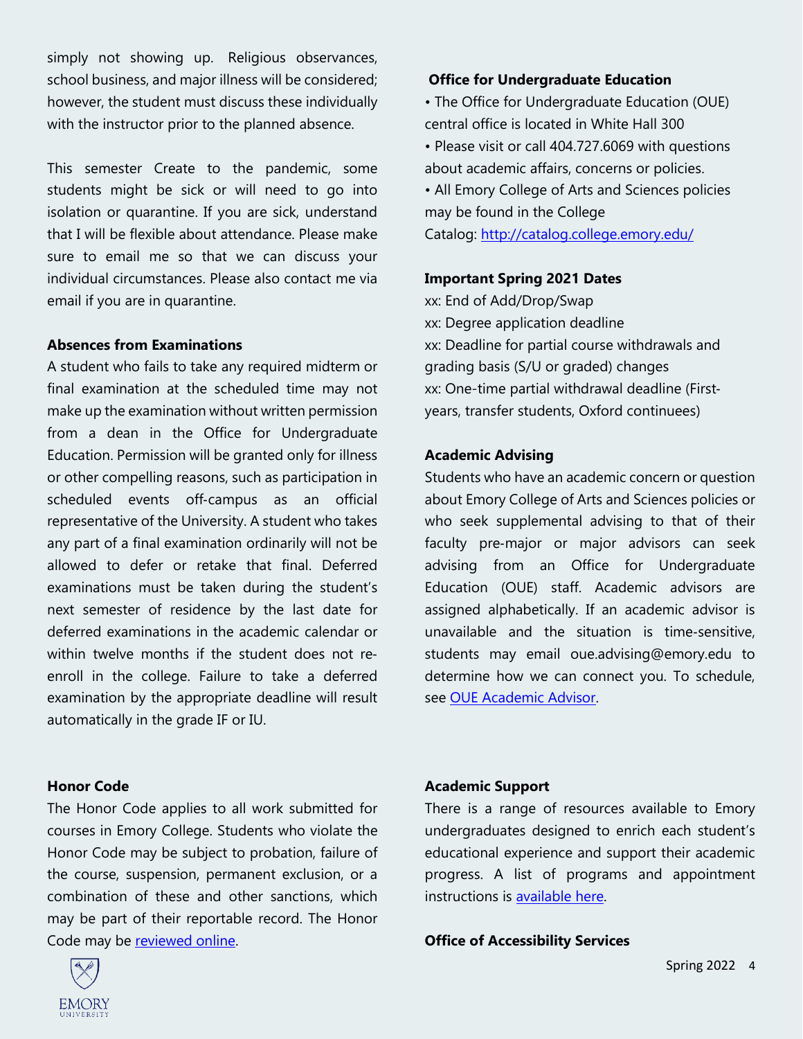simply not showing up. Religious observances, school business, and major illness will be considered; however, the student must discuss these individually with the instructor prior to the planned absence.

This semester Create to the pandemic, some students might be sick or will need to go into isolation or quarantine. If you are sick, understand that I will be flexible about attendance. Please make sure to email me so that we can discuss your individual circumstances. Please also contact me via email if you are in quarantine.

**Absences from Examinations**

A student who fails to take any required midterm or final examination at the scheduled time may not make up the examination without written permission from a dean in the Office for Undergraduate Education. Permission will be granted only for illness or other compelling reasons, such as participation in scheduled events off-campus as an official representative of the University. A student who takes any part of a final examination ordinarily will not be allowed to defer or retake that final. Deferred examinations must be taken during the student's next semester of residence by the last date for deferred examinations in the academic calendar or within twelve months if the student does not re-enroll in the college. Failure to take a deferred examination by the appropriate deadline will result automatically in the grade IF or IU.

**Honor Code**

The Honor Code applies to all work submitted for courses in Emory College. Students who violate the Honor Code may be subject to probation, failure of the course, suspension, permanent exclusion, or a combination of these and other sanctions, which may be part of their reportable record. The Honor Code may be [reviewed online](#).

**Office for Undergraduate Education**

- The Office for Undergraduate Education (OUE) central office is located in White Hall 300
- Please visit or call 404.727.6069 with questions about academic affairs, concerns or policies.
- All Emory College of Arts and Sciences policies may be found in the College Catalog: [http://catalog.college.emory.edu/](http://catalog.college.emory.edu/)

**Important Spring 2021 Dates**

xx: End of Add/Drop/Swap
xx: Degree application deadline
xx: Deadline for partial course withdrawals and grading basis (S/U or graded) changes
xx: One-time partial withdrawal deadline (First-years, transfer students, Oxford continuees)

**Academic Advising**

Students who have an academic concern or question about Emory College of Arts and Sciences policies or who seek supplemental advising to that of their faculty pre-major or major advisors can seek advising from an Office for Undergraduate Education (OUE) staff. Academic advisors are assigned alphabetically. If an academic advisor is unavailable and the situation is time-sensitive, students may email oue.advising@emory.edu to determine how we can connect you. To schedule, see [OUE Academic Advisor](#).

**Academic Support**

There is a range of resources available to Emory undergraduates designed to enrich each student's educational experience and support their academic progress. A list of programs and appointment instructions is [available here](#).

**Office of Accessibility Services**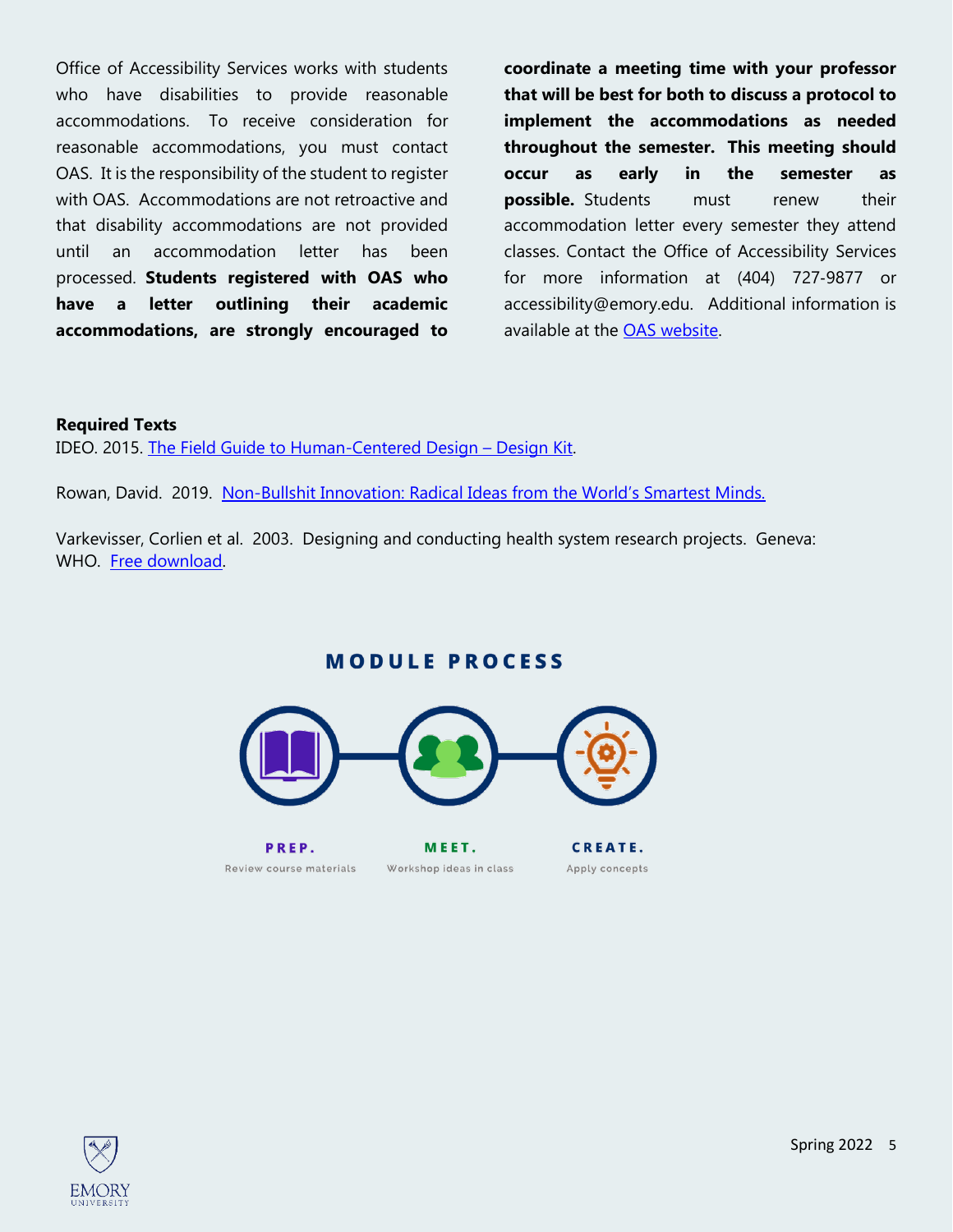Office of Accessibility Services works with students who have disabilities to provide reasonable accommodations. To receive consideration for reasonable accommodations, you must contact OAS. It is the responsibility of the student to register with OAS. Accommodations are not retroactive and that disability accommodations are not provided until an accommodation letter has been processed. **Students registered with OAS who have a letter outlining their academic accommodations, are strongly encouraged to coordinate a meeting time with your professor that will be best for both to discuss a protocol to implement the accommodations as needed throughout the semester. This meeting should occur as early in the semester as possible.** Students must renew their accommodation letter every semester they attend classes. Contact the Office of Accessibility Services for more information at (404) 727-9877 or accessibility@emory.edu. Additional information is available at the [OAS website](#).

**Required Texts**

IDEO. 2015. [The Field Guide to Human-Centered Design – Design Kit](#).

Rowan, David. 2019. [Non-Bullshit Innovation: Radical Ideas from the World's Smartest Minds.](#)

Varkevisser, Corlien et al. 2003. Designing and conducting health system research projects. Geneva: WHO. [Free download](#).

## MODULE PROCESS

**PREP.** Review course materials

**MEET.** Workshop ideas in class

**CREATE.** Apply concepts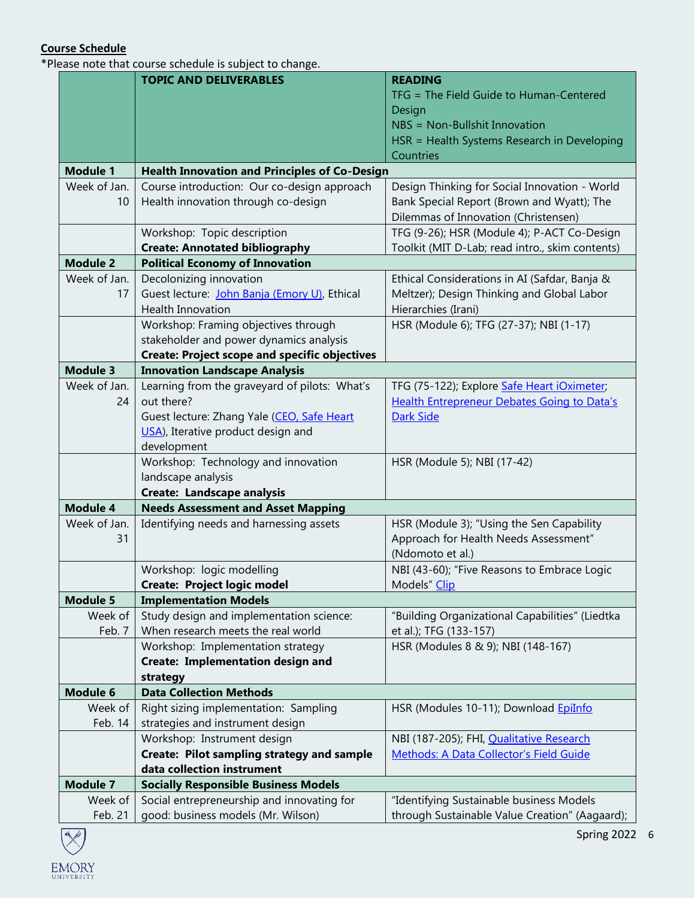**Course Schedule**

*Please note that course schedule is subject to change.

| | TOPIC AND DELIVERABLES | READING<br>TFG = The Field Guide to Human-Centered Design<br>NBS = Non-Bullshit Innovation<br>HSR = Health Systems Research in Developing Countries |
|---|---|---|
| **Module 1** | **Health Innovation and Principles of Co-Design** | |
| Week of Jan. 10 | Course introduction: Our co-design approach<br>Health innovation through co-design | Design Thinking for Social Innovation - World Bank Special Report (Brown and Wyatt); The Dilemmas of Innovation (Christensen) |
| | Workshop: Topic description<br>**Create: Annotated bibliography** | TFG (9-26); HSR (Module 4); P-ACT Co-Design Toolkit (MIT D-Lab; read intro., skim contents) |
| **Module 2** | **Political Economy of Innovation** | |
| Week of Jan. 17 | Decolonizing innovation<br>Guest lecture: [John Banja (Emory U)](), Ethical Health Innovation | Ethical Considerations in AI (Safdar, Banja & Meltzer); Design Thinking and Global Labor Hierarchies (Irani) |
| | Workshop: Framing objectives through stakeholder and power dynamics analysis<br>**Create: Project scope and specific objectives** | HSR (Module 6); TFG (27-37); NBI (1-17) |
| **Module 3** | **Innovation Landscape Analysis** | |
| Week of Jan. 24 | Learning from the graveyard of pilots: What's out there?<br>Guest lecture: Zhang Yale ([CEO, Safe Heart USA]()), Iterative product design and development | TFG (75-122); Explore [Safe Heart iOximeter](); [Health Entrepreneur Debates Going to Data's Dark Side]() |
| | Workshop: Technology and innovation landscape analysis<br>**Create: Landscape analysis** | HSR (Module 5); NBI (17-42) |
| **Module 4** | **Needs Assessment and Asset Mapping** | |
| Week of Jan. 31 | Identifying needs and harnessing assets | HSR (Module 3); "Using the Sen Capability Approach for Health Needs Assessment" (Ndomoto et al.) |
| | Workshop: logic modelling<br>**Create: Project logic model** | NBI (43-60); "Five Reasons to Embrace Logic Models" [Clip]() |
| **Module 5** | **Implementation Models** | |
| Week of Feb. 7 | Study design and implementation science: When research meets the real world | "Building Organizational Capabilities" (Liedtka et al.); TFG (133-157) |
| | Workshop: Implementation strategy<br>**Create: Implementation design and strategy** | HSR (Modules 8 & 9); NBI (148-167) |
| **Module 6** | **Data Collection Methods** | |
| Week of Feb. 14 | Right sizing implementation: Sampling strategies and instrument design | HSR (Modules 10-11); Download [EpiInfo]() |
| | Workshop: Instrument design<br>**Create: Pilot sampling strategy and sample data collection instrument** | NBI (187-205); FHI, [Qualitative Research Methods: A Data Collector's Field Guide]() |
| **Module 7** | **Socially Responsible Business Models** | |
| Week of Feb. 21 | Social entrepreneurship and innovating for good: business models (Mr. Wilson) | "Identifying Sustainable business Models through Sustainable Value Creation" (Aagaard); |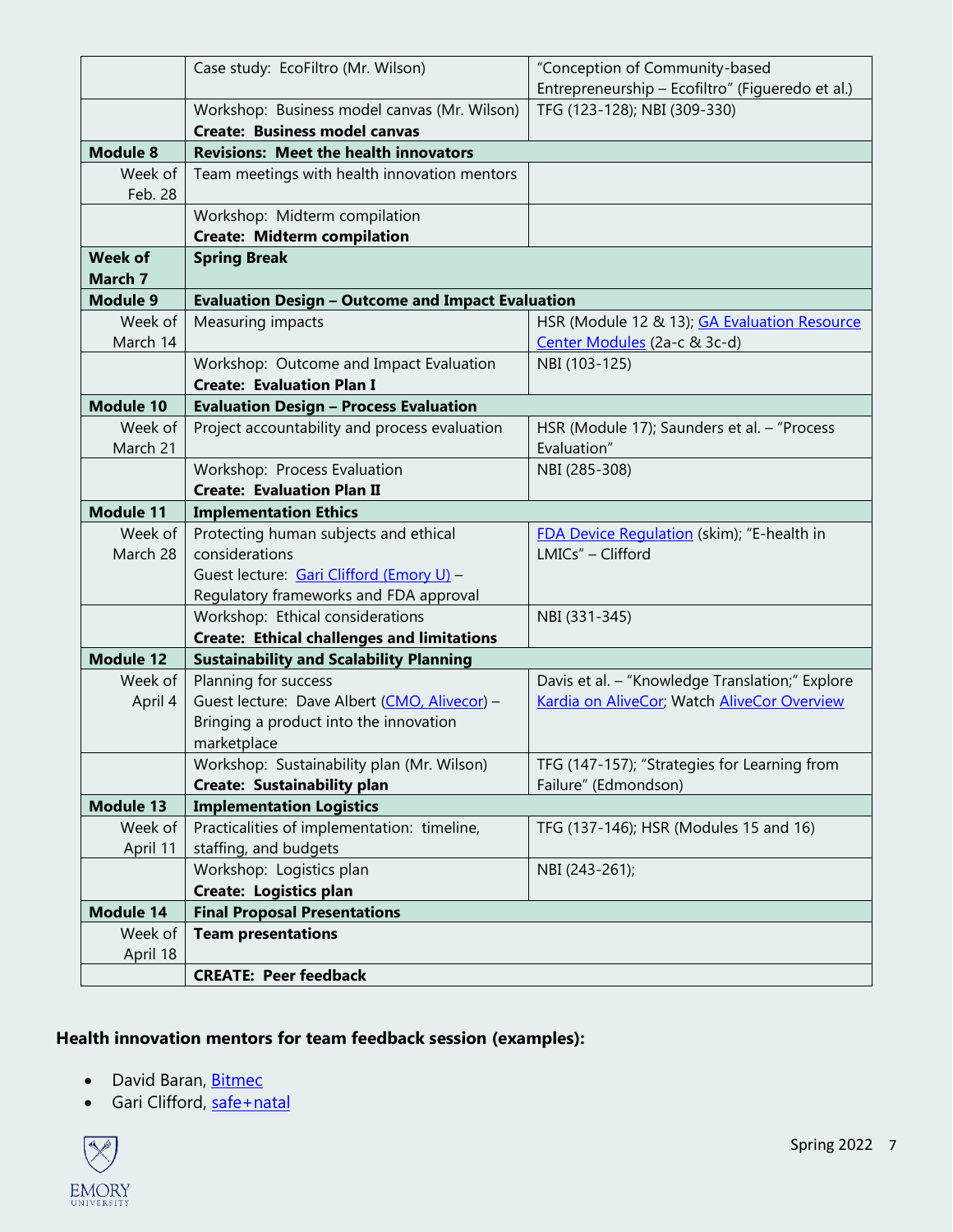| | | |
|---|---|---|
| | Case study: EcoFiltro (Mr. Wilson) | "Conception of Community-based Entrepreneurship – Ecofiltro" (Figueredo et al.) |
| | Workshop: Business model canvas (Mr. Wilson)<br>**Create: Business model canvas** | TFG (123-128); NBI (309-330) |
| **Module 8** | **Revisions: Meet the health innovators** | |
| Week of Feb. 28 | Team meetings with health innovation mentors | |
| | Workshop: Midterm compilation<br>**Create: Midterm compilation** | |
| **Week of March 7** | **Spring Break** | |
| **Module 9** | **Evaluation Design – Outcome and Impact Evaluation** | |
| Week of March 14 | Measuring impacts | HSR (Module 12 & 13); GA Evaluation Resource Center Modules (2a-c & 3c-d) |
| | Workshop: Outcome and Impact Evaluation<br>**Create: Evaluation Plan I** | NBI (103-125) |
| **Module 10** | **Evaluation Design – Process Evaluation** | |
| Week of March 21 | Project accountability and process evaluation | HSR (Module 17); Saunders et al. – "Process Evaluation" |
| | Workshop: Process Evaluation<br>**Create: Evaluation Plan II** | NBI (285-308) |
| **Module 11** | **Implementation Ethics** | |
| Week of March 28 | Protecting human subjects and ethical considerations<br>Guest lecture: Gari Clifford (Emory U) – Regulatory frameworks and FDA approval | FDA Device Regulation (skim); "E-health in LMICs" – Clifford |
| | Workshop: Ethical considerations<br>**Create: Ethical challenges and limitations** | NBI (331-345) |
| **Module 12** | **Sustainability and Scalability Planning** | |
| Week of April 4 | Planning for success<br>Guest lecture: Dave Albert (CMO, Alivecor) – Bringing a product into the innovation marketplace | Davis et al. – "Knowledge Translation;" Explore Kardia on AliveCor; Watch AliveCor Overview |
| | Workshop: Sustainability plan (Mr. Wilson)<br>**Create: Sustainability plan** | TFG (147-157); "Strategies for Learning from Failure" (Edmondson) |
| **Module 13** | **Implementation Logistics** | |
| Week of April 11 | Practicalities of implementation: timeline, staffing, and budgets | TFG (137-146); HSR (Modules 15 and 16) |
| | Workshop: Logistics plan<br>**Create: Logistics plan** | NBI (243-261); |
| **Module 14** | **Final Proposal Presentations** | |
| Week of April 18 | **Team presentations** | |
| | **CREATE: Peer feedback** | |

**Health innovation mentors for team feedback session (examples):**

- David Baran, Bitmec
- Gari Clifford, safe+natal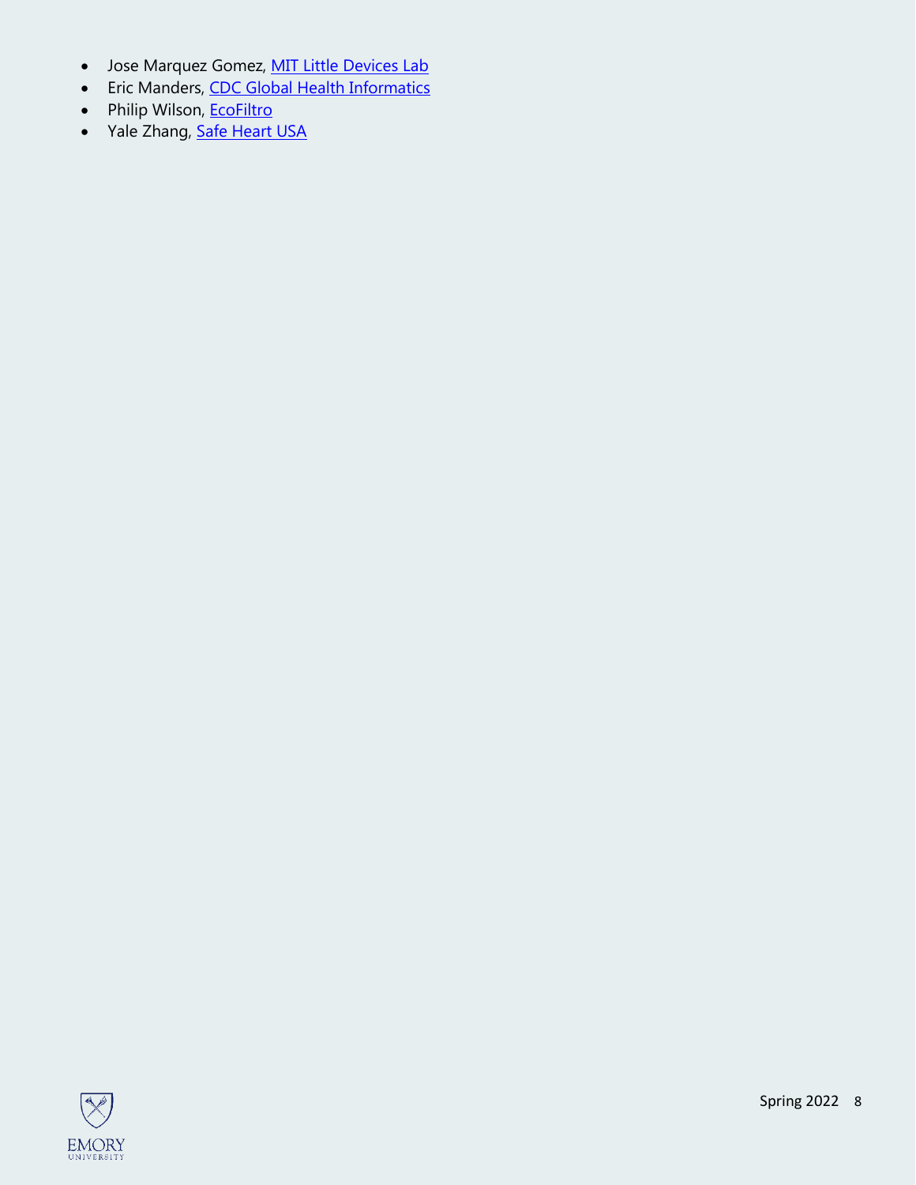- Jose Marquez Gomez, MIT Little Devices Lab
- Eric Manders, CDC Global Health Informatics
- Philip Wilson, EcoFiltro
- Yale Zhang, Safe Heart USA